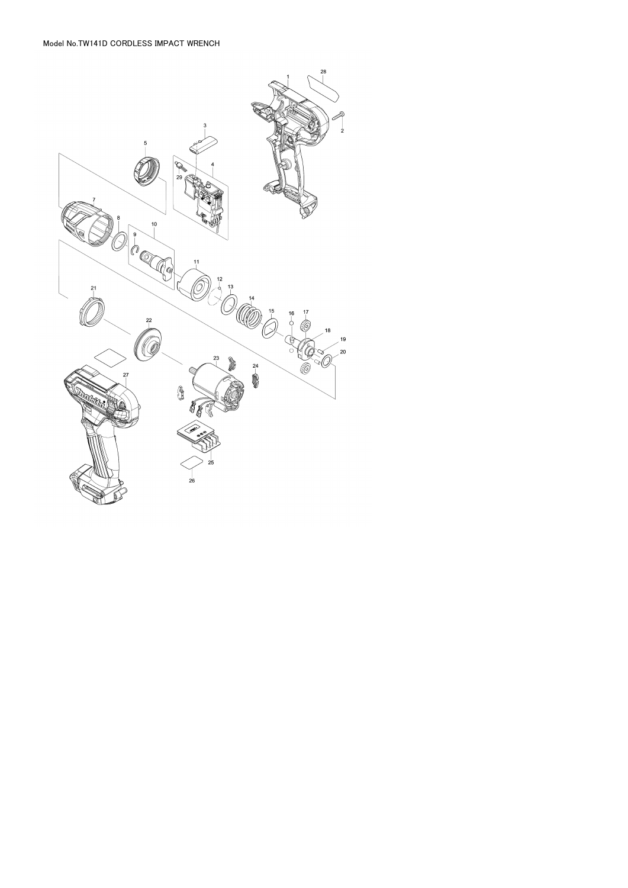Model No.TW141D CORDLESS IMPACT WRENCH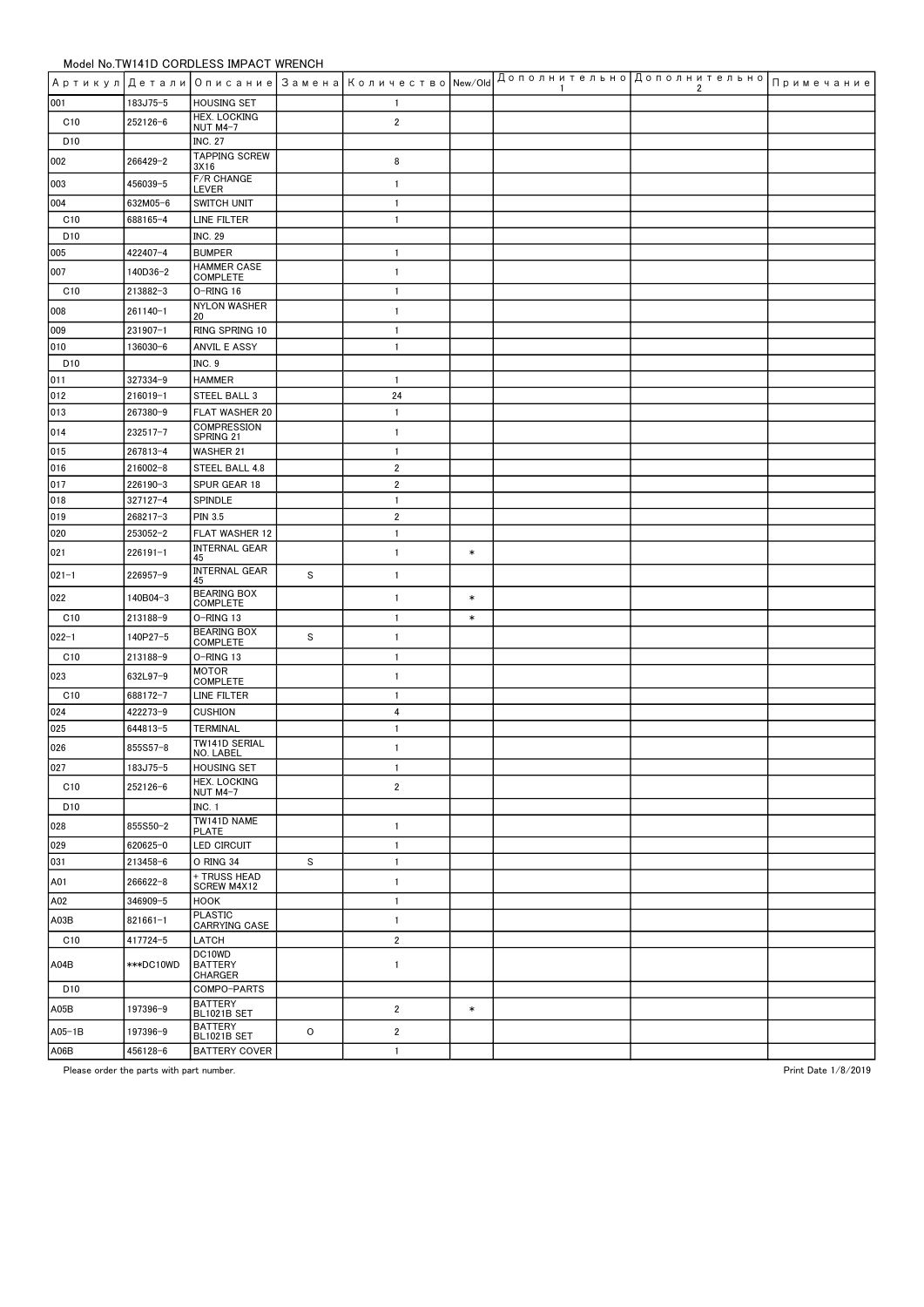Model No.TW141D CORDLESS IMPACT WRENCH

| Артикул | Детали | Описание | Замена | Количество | New/Old | Дополнительно 1 | Дополнительно 2 | Примечание |
|---|---|---|---|---|---|---|---|---|
| 001 | 183J75-5 | HOUSING SET | | 1 | | | | |
| C10 | 252126-6 | HEX. LOCKING NUT M4-7 | | 2 | | | | |
| D10 | | INC. 27 | | | | | | |
| 002 | 266429-2 | TAPPING SCREW 3X16 | | 8 | | | | |
| 003 | 456039-5 | F/R CHANGE LEVER | | 1 | | | | |
| 004 | 632M05-6 | SWITCH UNIT | | 1 | | | | |
| C10 | 688165-4 | LINE FILTER | | 1 | | | | |
| D10 | | INC. 29 | | | | | | |
| 005 | 422407-4 | BUMPER | | 1 | | | | |
| 007 | 140D36-2 | HAMMER CASE COMPLETE | | 1 | | | | |
| C10 | 213882-3 | O-RING 16 | | 1 | | | | |
| 008 | 261140-1 | NYLON WASHER 20 | | 1 | | | | |
| 009 | 231907-1 | RING SPRING 10 | | 1 | | | | |
| 010 | 136030-6 | ANVIL E ASSY | | 1 | | | | |
| D10 | | INC. 9 | | | | | | |
| 011 | 327334-9 | HAMMER | | 1 | | | | |
| 012 | 216019-1 | STEEL BALL 3 | | 24 | | | | |
| 013 | 267380-9 | FLAT WASHER 20 | | 1 | | | | |
| 014 | 232517-7 | COMPRESSION SPRING 21 | | 1 | | | | |
| 015 | 267813-4 | WASHER 21 | | 1 | | | | |
| 016 | 216002-8 | STEEL BALL 4.8 | | 2 | | | | |
| 017 | 226190-3 | SPUR GEAR 18 | | 2 | | | | |
| 018 | 327127-4 | SPINDLE | | 1 | | | | |
| 019 | 268217-3 | PIN 3.5 | | 2 | | | | |
| 020 | 253052-2 | FLAT WASHER 12 | | 1 | | | | |
| 021 | 226191-1 | INTERNAL GEAR 45 | | 1 | * | | | |
| 021-1 | 226957-9 | INTERNAL GEAR 45 | S | 1 | | | | |
| 022 | 140B04-3 | BEARING BOX COMPLETE | | 1 | * | | | |
| C10 | 213188-9 | O-RING 13 | | 1 | * | | | |
| 022-1 | 140P27-5 | BEARING BOX COMPLETE | S | 1 | | | | |
| C10 | 213188-9 | O-RING 13 | | 1 | | | | |
| 023 | 632L97-9 | MOTOR COMPLETE | | 1 | | | | |
| C10 | 688172-7 | LINE FILTER | | 1 | | | | |
| 024 | 422273-9 | CUSHION | | 4 | | | | |
| 025 | 644813-5 | TERMINAL | | 1 | | | | |
| 026 | 855S57-8 | TW141D SERIAL NO. LABEL | | 1 | | | | |
| 027 | 183J75-5 | HOUSING SET | | 1 | | | | |
| C10 | 252126-6 | HEX. LOCKING NUT M4-7 | | 2 | | | | |
| D10 | | INC. 1 | | | | | | |
| 028 | 855S50-2 | TW141D NAME PLATE | | 1 | | | | |
| 029 | 620625-0 | LED CIRCUIT | | 1 | | | | |
| 031 | 213458-6 | O RING 34 | S | 1 | | | | |
| A01 | 266622-8 | + TRUSS HEAD SCREW M4X12 | | 1 | | | | |
| A02 | 346909-5 | HOOK | | 1 | | | | |
| A03B | 821661-1 | PLASTIC CARRYING CASE | | 1 | | | | |
| C10 | 417724-5 | LATCH | | 2 | | | | |
| A04B | ***DC10WD | DC10WD BATTERY CHARGER | | 1 | | | | |
| D10 | | COMPO-PARTS | | | | | | |
| A05B | 197396-9 | BATTERY BL1021B SET | | 2 | * | | | |
| A05-1B | 197396-9 | BATTERY BL1021B SET | O | 2 | | | | |
| A06B | 456128-6 | BATTERY COVER | | 1 | | | | |

Please order the parts with part number.

Print Date 1/8/2019